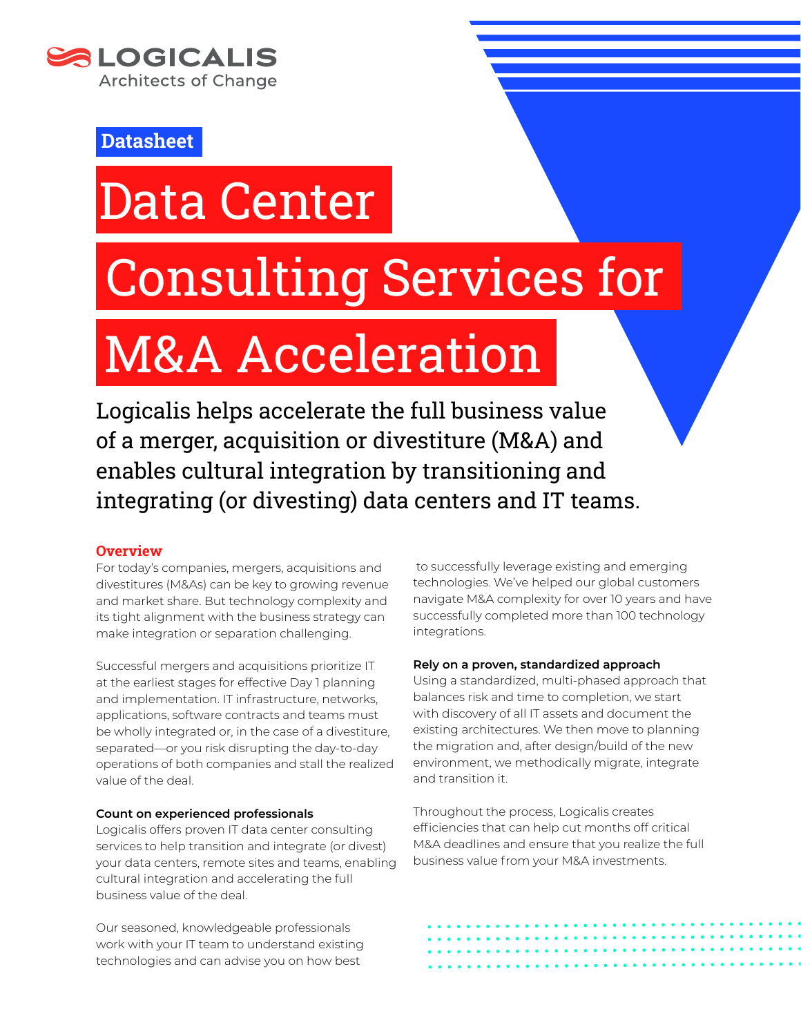LOGICALIS
Architects of Change

Datasheet

# Data Center Consulting Services for M&A Acceleration

Logicalis helps accelerate the full business value of a merger, acquisition or divestiture (M&A) and enables cultural integration by transitioning and integrating (or divesting) data centers and IT teams.

## Overview

For today's companies, mergers, acquisitions and divestitures (M&As) can be key to growing revenue and market share. But technology complexity and its tight alignment with the business strategy can make integration or separation challenging.

Successful mergers and acquisitions prioritize IT at the earliest stages for effective Day 1 planning and implementation. IT infrastructure, networks, applications, software contracts and teams must be wholly integrated or, in the case of a divestiture, separated—or you risk disrupting the day-to-day operations of both companies and stall the realized value of the deal.

### Count on experienced professionals

Logicalis offers proven IT data center consulting services to help transition and integrate (or divest) your data centers, remote sites and teams, enabling cultural integration and accelerating the full business value of the deal.

Our seasoned, knowledgeable professionals work with your IT team to understand existing technologies and can advise you on how best to successfully leverage existing and emerging technologies. We've helped our global customers navigate M&A complexity for over 10 years and have successfully completed more than 100 technology integrations.

### Rely on a proven, standardized approach

Using a standardized, multi-phased approach that balances risk and time to completion, we start with discovery of all IT assets and document the existing architectures. We then move to planning the migration and, after design/build of the new environment, we methodically migrate, integrate and transition it.

Throughout the process, Logicalis creates efficiencies that can help cut months off critical M&A deadlines and ensure that you realize the full business value from your M&A investments.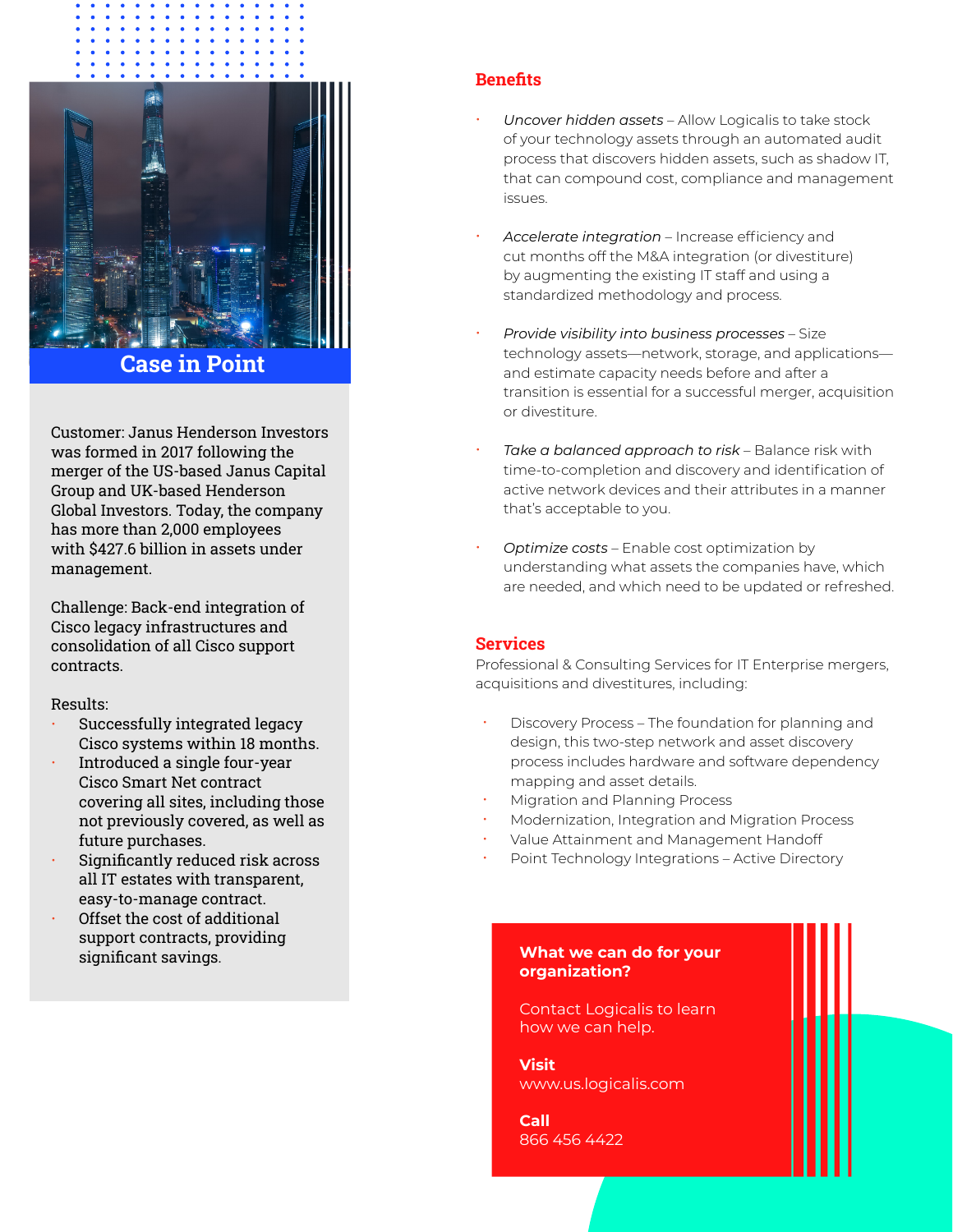## Case in Point

Customer: Janus Henderson Investors was formed in 2017 following the merger of the US-based Janus Capital Group and UK-based Henderson Global Investors. Today, the company has more than 2,000 employees with $427.6 billion in assets under management.

Challenge: Back-end integration of Cisco legacy infrastructures and consolidation of all Cisco support contracts.

Results:

- Successfully integrated legacy Cisco systems within 18 months.
- Introduced a single four-year Cisco Smart Net contract covering all sites, including those not previously covered, as well as future purchases.
- Significantly reduced risk across all IT estates with transparent, easy-to-manage contract.
- Offset the cost of additional support contracts, providing significant savings.

## Benefits

- *Uncover hidden assets* – Allow Logicalis to take stock of your technology assets through an automated audit process that discovers hidden assets, such as shadow IT, that can compound cost, compliance and management issues.
- *Accelerate integration* – Increase efficiency and cut months off the M&A integration (or divestiture) by augmenting the existing IT staff and using a standardized methodology and process.
- *Provide visibility into business processes* – Size technology assets—network, storage, and applications—and estimate capacity needs before and after a transition is essential for a successful merger, acquisition or divestiture.
- *Take a balanced approach to risk* – Balance risk with time-to-completion and discovery and identification of active network devices and their attributes in a manner that's acceptable to you.
- *Optimize costs* – Enable cost optimization by understanding what assets the companies have, which are needed, and which need to be updated or refreshed.

## Services

Professional & Consulting Services for IT Enterprise mergers, acquisitions and divestitures, including:

- Discovery Process – The foundation for planning and design, this two-step network and asset discovery process includes hardware and software dependency mapping and asset details.
- Migration and Planning Process
- Modernization, Integration and Migration Process
- Value Attainment and Management Handoff
- Point Technology Integrations – Active Directory

**What we can do for your organization?**

Contact Logicalis to learn how we can help.

**Visit**
www.us.logicalis.com

**Call**
866 456 4422